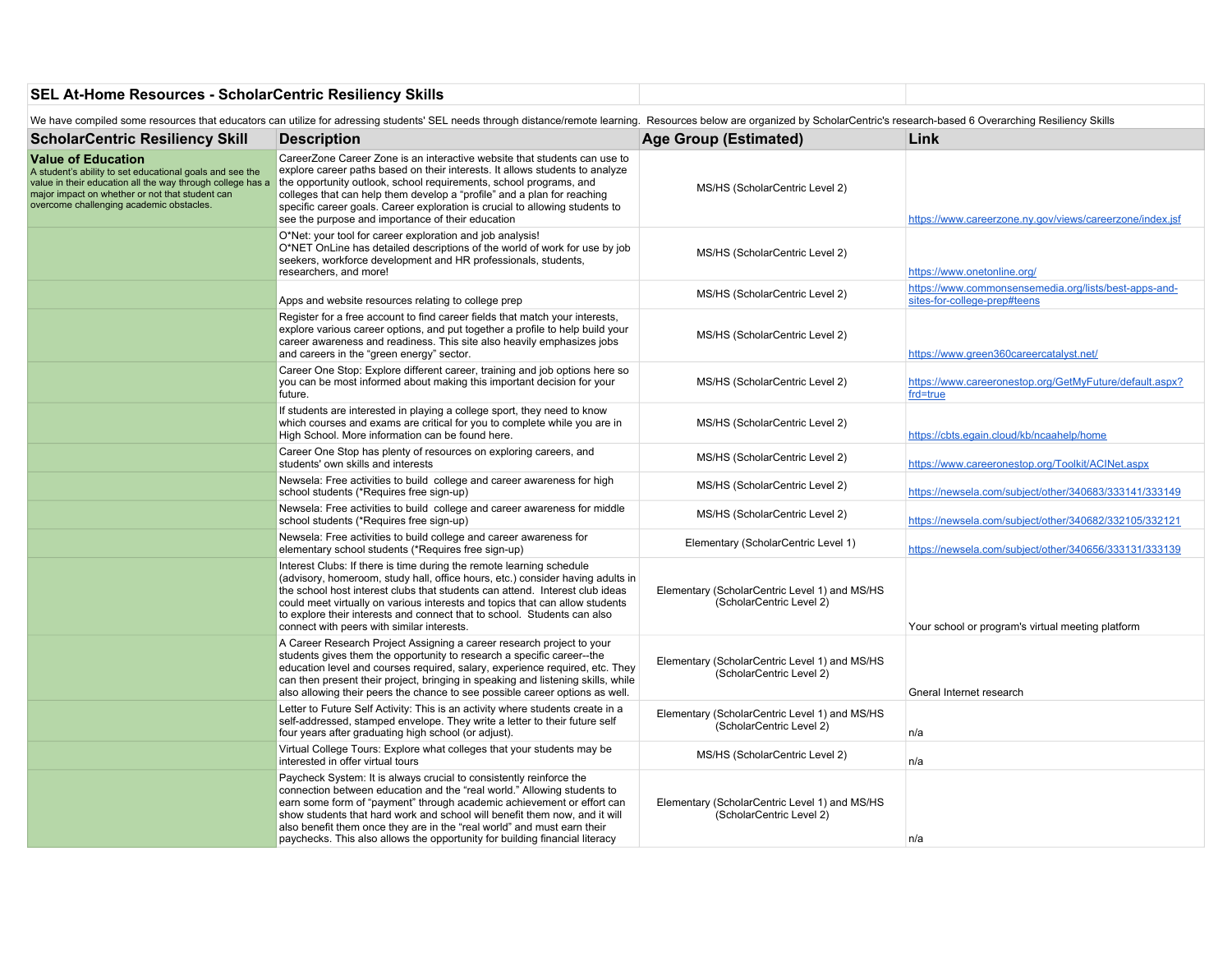## SEL At-Home Resources - ScholarCentric Resiliency Skills

We have compiled some resources that educators can utilize for adressing students' SEL needs through distance/remote learning. Resources below are organized by ScholarCentric's research-based 6 Overarching Resiliency Skills

| ScholarCentric Resiliency Skill | Description | Age Group (Estimated) | Link |
|---|---|---|---|
| **Value of Education** A student's ability to set educational goals and see the value in their education all the way through college has a major impact on whether or not that student can overcome challenging academic obstacles. | CareerZone Career Zone is an interactive website that students can use to explore career paths based on their interests. It allows students to analyze the opportunity outlook, school requirements, school programs, and colleges that can help them develop a "profile" and a plan for reaching specific career goals. Career exploration is crucial to allowing students to see the purpose and importance of their education | MS/HS (ScholarCentric Level 2) | https://www.careerzone.ny.gov/views/careerzone/index.jsf |
| | O*Net: your tool for career exploration and job analysis! O*NET OnLine has detailed descriptions of the world of work for use by job seekers, workforce development and HR professionals, students, researchers, and more! | MS/HS (ScholarCentric Level 2) | https://www.onetonline.org/ |
| | Apps and website resources relating to college prep | MS/HS (ScholarCentric Level 2) | https://www.commonsensemedia.org/lists/best-apps-and-sites-for-college-prep#teens |
| | Register for a free account to find career fields that match your interests, explore various career options, and put together a profile to help build your career awareness and readiness. This site also heavily emphasizes jobs and careers in the "green energy" sector. | MS/HS (ScholarCentric Level 2) | https://www.green360careercatalyst.net/ |
| | Career One Stop: Explore different career, training and job options here so you can be most informed about making this important decision for your future. | MS/HS (ScholarCentric Level 2) | https://www.careeronestop.org/GetMyFuture/default.aspx?frd=true |
| | If students are interested in playing a college sport, they need to know which courses and exams are critical for you to complete while you are in High School. More information can be found here. | MS/HS (ScholarCentric Level 2) | https://cbts.egain.cloud/kb/ncaahelp/home |
| | Career One Stop has plenty of resources on exploring careers, and students' own skills and interests | MS/HS (ScholarCentric Level 2) | https://www.careeronestop.org/Toolkit/ACINet.aspx |
| | Newsela: Free activities to build college and career awareness for high school students (*Requires free sign-up) | MS/HS (ScholarCentric Level 2) | https://newsela.com/subject/other/340683/333141/333149 |
| | Newsela: Free activities to build college and career awareness for middle school students (*Requires free sign-up) | MS/HS (ScholarCentric Level 2) | https://newsela.com/subject/other/340682/332105/332121 |
| | Newsela: Free activities to build college and career awareness for elementary school students (*Requires free sign-up) | Elementary (ScholarCentric Level 1) | https://newsela.com/subject/other/340656/333131/333139 |
| | Interest Clubs: If there is time during the remote learning schedule (advisory, homeroom, study hall, office hours, etc.) consider having adults in the school host interest clubs that students can attend. Interest club ideas could meet virtually on various interests and topics that can allow students to explore their interests and connect that to school. Students can also connect with peers with similar interests. | Elementary (ScholarCentric Level 1) and MS/HS (ScholarCentric Level 2) | Your school or program's virtual meeting platform |
| | A Career Research Project Assigning a career research project to your students gives them the opportunity to research a specific career--the education level and courses required, salary, experience required, etc. They can then present their project, bringing in speaking and listening skills, while also allowing their peers the chance to see possible career options as well. | Elementary (ScholarCentric Level 1) and MS/HS (ScholarCentric Level 2) | Gneral Internet research |
| | Letter to Future Self Activity: This is an activity where students create in a self-addressed, stamped envelope. They write a letter to their future self four years after graduating high school (or adjust). | Elementary (ScholarCentric Level 1) and MS/HS (ScholarCentric Level 2) | n/a |
| | Virtual College Tours: Explore what colleges that your students may be interested in offer virtual tours | MS/HS (ScholarCentric Level 2) | n/a |
| | Paycheck System: It is always crucial to consistently reinforce the connection between education and the "real world." Allowing students to earn some form of "payment" through academic achievement or effort can show students that hard work and school will benefit them now, and it will also benefit them once they are in the "real world" and must earn their paychecks. This also allows the opportunity for building financial literacy | Elementary (ScholarCentric Level 1) and MS/HS (ScholarCentric Level 2) | n/a |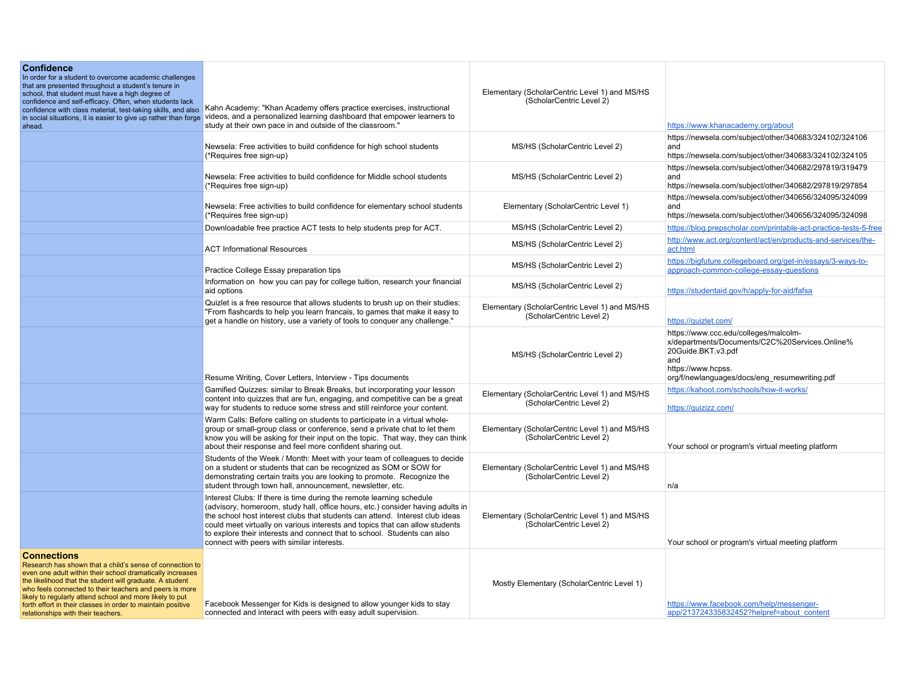| | | | |
|---|---|---|---|
| **Confidence**<br>In order for a student to overcome academic challenges that are presented throughout a student's tenure in school, that student must have a high degree of confidence and self-efficacy. Often, when students lack confidence with class material, test-taking skills, and also in social situations, it is easier to give up rather than forge ahead. | Kahn Academy: "Khan Academy offers practice exercises, instructional videos, and a personalized learning dashboard that empower learners to study at their own pace in and outside of the classroom." | Elementary (ScholarCentric Level 1) and MS/HS (ScholarCentric Level 2) | https://www.khanacademy.org/about |
| | Newsela: Free activities to build confidence for high school students (*Requires free sign-up) | MS/HS (ScholarCentric Level 2) | https://newsela.com/subject/other/340683/324102/324106 and https://newsela.com/subject/other/340683/324102/324105 |
| | Newsela: Free activities to build confidence for Middle school students (*Requires free sign-up) | MS/HS (ScholarCentric Level 2) | https://newsela.com/subject/other/340682/297819/319479 and https://newsela.com/subject/other/340682/297819/297854 |
| | Newsela: Free activities to build confidence for elementary school students (*Requires free sign-up) | Elementary (ScholarCentric Level 1) | https://newsela.com/subject/other/340656/324095/324099 and https://newsela.com/subject/other/340656/324095/324098 |
| | Downloadable free practice ACT tests to help students prep for ACT. | MS/HS (ScholarCentric Level 2) | https://blog.prepscholar.com/printable-act-practice-tests-5-free |
| | ACT Informational Resources | MS/HS (ScholarCentric Level 2) | http://www.act.org/content/act/en/products-and-services/the-act.html |
| | Practice College Essay preparation tips | MS/HS (ScholarCentric Level 2) | https://bigfuture.collegeboard.org/get-in/essays/3-ways-to-approach-common-college-essay-questions |
| | Information on how you can pay for college tuition, research your financial aid options | MS/HS (ScholarCentric Level 2) | https://studentaid.gov/h/apply-for-aid/fafsa |
| | Quizlet is a free resource that allows students to brush up on their studies: "From flashcards to help you learn francais, to games that make it easy to get a handle on history, use a variety of tools to conquer any challenge." | Elementary (ScholarCentric Level 1) and MS/HS (ScholarCentric Level 2) | https://quizlet.com/ |
| | Resume Writing, Cover Letters, Interview - Tips documents | MS/HS (ScholarCentric Level 2) | https://www.ccc.edu/colleges/malcolm-x/departments/Documents/C2C%20Services.Online%20Guide.BKT.v3.pdf and https://www.hcpss.org/f/newlanguages/docs/eng_resumewriting.pdf |
| | Gamified Quizzes: similar to Break Breaks, but incorporating your lesson content into quizzes that are fun, engaging, and competitive can be a great way for students to reduce some stress and still reinforce your content. | Elementary (ScholarCentric Level 1) and MS/HS (ScholarCentric Level 2) | https://kahoot.com/schools/how-it-works/<br><br>https://quizizz.com/ |
| | Warm Calls: Before calling on students to participate in a virtual whole-group or small-group class or conference, send a private chat to let them know you will be asking for their input on the topic. That way, they can think about their response and feel more confident sharing out. | Elementary (ScholarCentric Level 1) and MS/HS (ScholarCentric Level 2) | Your school or program's virtual meeting platform |
| | Students of the Week / Month: Meet with your team of colleagues to decide on a student or students that can be recognized as SOM or SOW for demonstrating certain traits you are looking to promote. Recognize the student through town hall, announcement, newsletter, etc. | Elementary (ScholarCentric Level 1) and MS/HS (ScholarCentric Level 2) | n/a |
| | Interest Clubs: If there is time during the remote learning schedule (advisory, homeroom, study hall, office hours, etc.) consider having adults in the school host interest clubs that students can attend. Interest club ideas could meet virtually on various interests and topics that can allow students to explore their interests and connect that to school. Students can also connect with peers with similar interests. | Elementary (ScholarCentric Level 1) and MS/HS (ScholarCentric Level 2) | Your school or program's virtual meeting platform |
| **Connections**<br>Research has shown that a child's sense of connection to even one adult within their school dramatically increases the likelihood that the student will graduate. A student who feels connected to their teachers and peers is more likely to regularly attend school and more likely to put forth effort in their classes in order to maintain positive relationships with their teachers. | Facebook Messenger for Kids is designed to allow younger kids to stay connected and interact with peers with easy adult supervision. | Mostly Elementary (ScholarCentric Level 1) | https://www.facebook.com/help/messenger-app/213724335832452?helpref=about_content |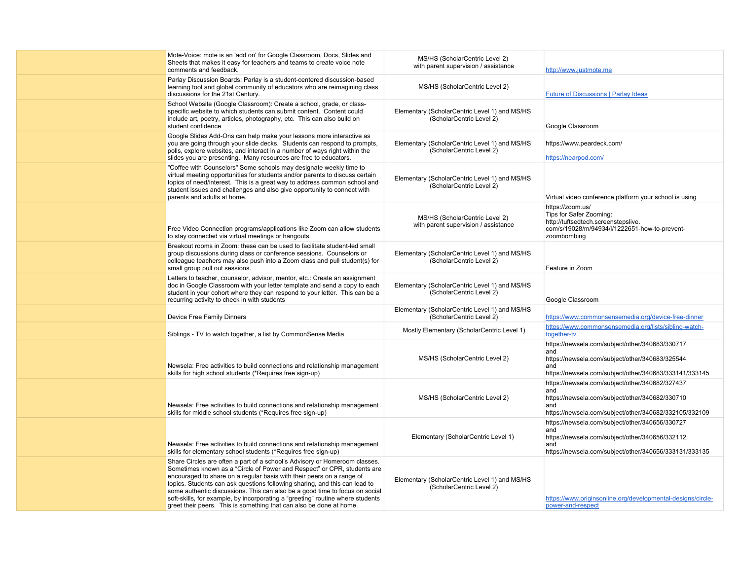| | | | |
|---|---|---|---|
| | Mote-Voice: mote is an 'add on' for Google Classroom, Docs, Slides and Sheets that makes it easy for teachers and teams to create voice note comments and feedback. | MS/HS (ScholarCentric Level 2) with parent supervision / assistance | http://www.justmote.me |
| | Parlay Discussion Boards: Parlay is a student-centered discussion-based learning tool and global community of educators who are reimagining class discussions for the 21st Century. | MS/HS (ScholarCentric Level 2) | Future of Discussions \| Parlay Ideas |
| | School Website (Google Classroom): Create a school, grade, or class-specific website to which students can submit content. Content could include art, poetry, articles, photography, etc. This can also build on student confidence | Elementary (ScholarCentric Level 1) and MS/HS (ScholarCentric Level 2) | Google Classroom |
| | Google Slides Add-Ons can help make your lessons more interactive as you are going through your slide decks. Students can respond to prompts, polls, explore websites, and interact in a number of ways right within the slides you are presenting. Many resources are free to educators. | Elementary (ScholarCentric Level 1) and MS/HS (ScholarCentric Level 2) | https://www.peardeck.com/<br><br>https://nearpod.com/ |
| | "Coffee with Counselors" Some schools may designate weekly time to virtual meeting opportunities for students and/or parents to discuss certain topics of need/interest. This is a great way to address common school and student issues and challenges and also give opportunity to connect with parents and adults at home. | Elementary (ScholarCentric Level 1) and MS/HS (ScholarCentric Level 2) | Virtual video conference platform your school is using |
| | Free Video Connection programs/applications like Zoom can allow students to stay connected via virtual meetings or hangouts. | MS/HS (ScholarCentric Level 2) with parent supervision / assistance | https://zoom.us/<br>Tips for Safer Zooming:<br>http://tuftsedtech.screenstepslive.com/s/19028/m/94934/l/1222651-how-to-prevent-zoombombing |
| | Breakout rooms in Zoom: these can be used to facilitate student-led small group discussions during class or conference sessions. Counselors or colleague teachers may also push into a Zoom class and pull student(s) for small group pull out sessions. | Elementary (ScholarCentric Level 1) and MS/HS (ScholarCentric Level 2) | Feature in Zoom |
| | Letters to teacher, counselor, advisor, mentor, etc.: Create an assignment doc in Google Classroom with your letter template and send a copy to each student in your cohort where they can respond to your letter. This can be a recurring activity to check in with students | Elementary (ScholarCentric Level 1) and MS/HS (ScholarCentric Level 2) | Google Classroom |
| | Device Free Family Dinners | Elementary (ScholarCentric Level 1) and MS/HS (ScholarCentric Level 2) | https://www.commonsensemedia.org/device-free-dinner |
| | Siblings - TV to watch together, a list by CommonSense Media | Mostly Elementary (ScholarCentric Level 1) | https://www.commonsensemedia.org/lists/sibling-watch-together-tv |
| | Newsela: Free activities to build connections and relationship management skills for high school students (*Requires free sign-up) | MS/HS (ScholarCentric Level 2) | https://newsela.com/subject/other/340683/330717<br>and<br>https://newsela.com/subject/other/340683/325544<br>and<br>https://newsela.com/subject/other/340683/333141/333145 |
| | Newsela: Free activities to build connections and relationship management skills for middle school students (*Requires free sign-up) | MS/HS (ScholarCentric Level 2) | https://newsela.com/subject/other/340682/327437<br>and<br>https://newsela.com/subject/other/340682/330710<br>and<br>https://newsela.com/subject/other/340682/332105/332109 |
| | Newsela: Free activities to build connections and relationship management skills for elementary school students (*Requires free sign-up) | Elementary (ScholarCentric Level 1) | https://newsela.com/subject/other/340656/330727<br>and<br>https://newsela.com/subject/other/340656/332112<br>and<br>https://newsela.com/subject/other/340656/333131/333135 |
| | Share Circles are often a part of a school's Advisory or Homeroom classes. Sometimes known as a "Circle of Power and Respect" or CPR, students are encouraged to share on a regular basis with their peers on a range of topics. Students can ask questions following sharing, and this can lead to some authentic discussions. This can also be a good time to focus on social soft-skills, for example, by incorporating a "greeting" routine where students greet their peers. This is something that can also be done at home. | Elementary (ScholarCentric Level 1) and MS/HS (ScholarCentric Level 2) | https://www.originsonline.org/developmental-designs/circle-power-and-respect |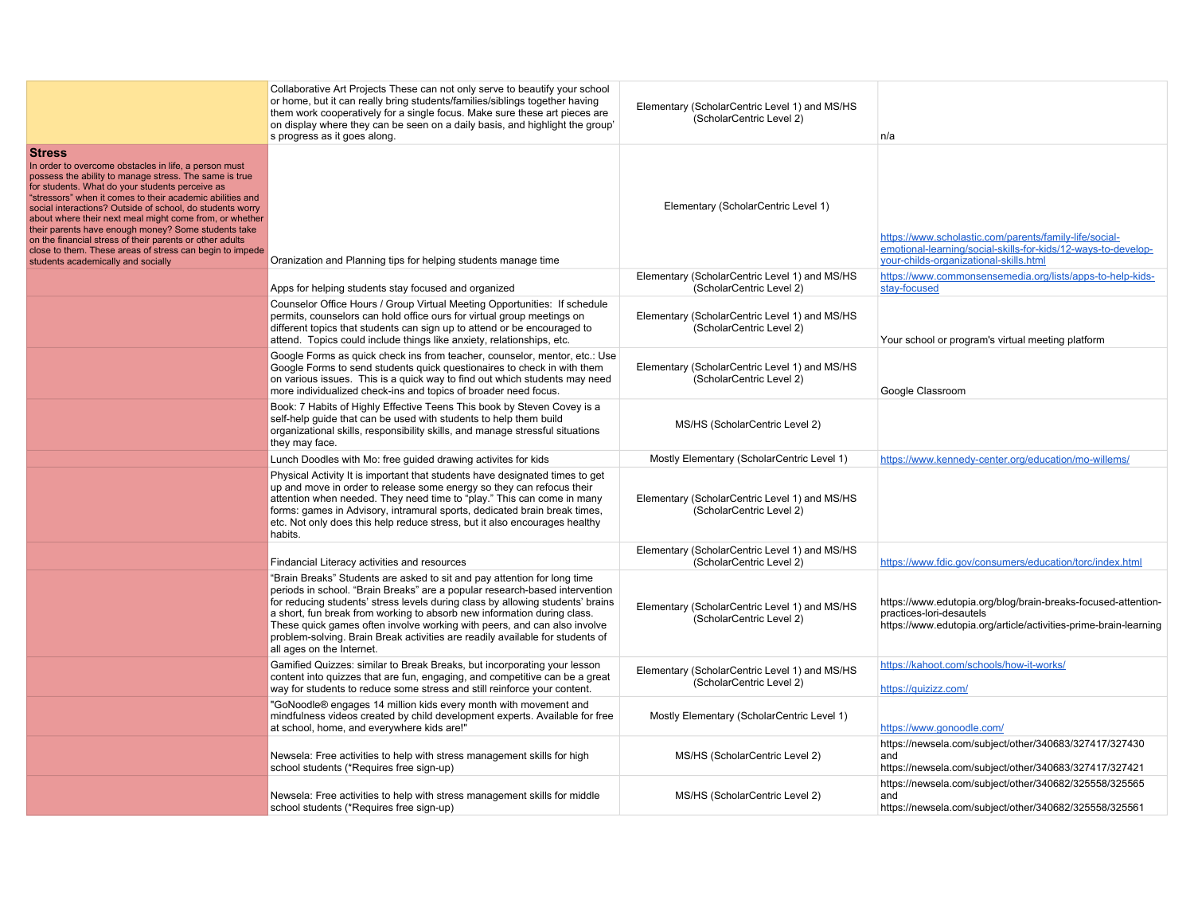| | | | |
|---|---|---|---|
| | Collaborative Art Projects These can not only serve to beautify your school or home, but it can really bring students/families/siblings together having them work cooperatively for a single focus. Make sure these art pieces are on display where they can be seen on a daily basis, and highlight the group's progress as it goes along. | Elementary (ScholarCentric Level 1) and MS/HS (ScholarCentric Level 2) | n/a |
| **Stress** In order to overcome obstacles in life, a person must possess the ability to manage stress. The same is true for students. What do your students perceive as "stressors" when it comes to their academic abilities and social interactions? Outside of school, do students worry about where their next meal might come from, or whether their parents have enough money? Some students take on the financial stress of their parents or other adults close to them. These areas of stress can begin to impede students academically and socially | Oranization and Planning tips for helping students manage time | Elementary (ScholarCentric Level 1) | https://www.scholastic.com/parents/family-life/social-emotional-learning/social-skills-for-kids/12-ways-to-develop-your-childs-organizational-skills.html |
| | Apps for helping students stay focused and organized | Elementary (ScholarCentric Level 1) and MS/HS (ScholarCentric Level 2) | https://www.commonsensemedia.org/lists/apps-to-help-kids-stay-focused |
| | Counselor Office Hours / Group Virtual Meeting Opportunities: If schedule permits, counselors can hold office ours for virtual group meetings on different topics that students can sign up to attend or be encouraged to attend. Topics could include things like anxiety, relationships, etc. | Elementary (ScholarCentric Level 1) and MS/HS (ScholarCentric Level 2) | Your school or program's virtual meeting platform |
| | Google Forms as quick check ins from teacher, counselor, mentor, etc.: Use Google Forms to send students quick questionaires to check in with them on various issues. This is a quick way to find out which students may need more individualized check-ins and topics of broader need focus. | Elementary (ScholarCentric Level 1) and MS/HS (ScholarCentric Level 2) | Google Classroom |
| | Book: 7 Habits of Highly Effective Teens This book by Steven Covey is a self-help guide that can be used with students to help them build organizational skills, responsibility skills, and manage stressful situations they may face. | MS/HS (ScholarCentric Level 2) | |
| | Lunch Doodles with Mo: free guided drawing activites for kids | Mostly Elementary (ScholarCentric Level 1) | https://www.kennedy-center.org/education/mo-willems/ |
| | Physical Activity It is important that students have designated times to get up and move in order to release some energy so they can refocus their attention when needed. They need time to "play." This can come in many forms: games in Advisory, intramural sports, dedicated brain break times, etc. Not only does this help reduce stress, but it also encourages healthy habits. | Elementary (ScholarCentric Level 1) and MS/HS (ScholarCentric Level 2) | |
| | Findancial Literacy activities and resources | Elementary (ScholarCentric Level 1) and MS/HS (ScholarCentric Level 2) | https://www.fdic.gov/consumers/education/torc/index.html |
| | "Brain Breaks" Students are asked to sit and pay attention for long time periods in school. "Brain Breaks" are a popular research-based intervention for reducing students' stress levels during class by allowing students' brains a short, fun break from working to absorb new information during class. These quick games often involve working with peers, and can also involve problem-solving. Brain Break activities are readily available for students of all ages on the Internet. | Elementary (ScholarCentric Level 1) and MS/HS (ScholarCentric Level 2) | https://www.edutopia.org/blog/brain-breaks-focused-attention-practices-lori-desautels https://www.edutopia.org/article/activities-prime-brain-learning |
| | Gamified Quizzes: similar to Break Breaks, but incorporating your lesson content into quizzes that are fun, engaging, and competitive can be a great way for students to reduce some stress and still reinforce your content. | Elementary (ScholarCentric Level 1) and MS/HS (ScholarCentric Level 2) | https://kahoot.com/schools/how-it-works/ https://quizizz.com/ |
| | "GoNoodle® engages 14 million kids every month with movement and mindfulness videos created by child development experts. Available for free at school, home, and everywhere kids are!" | Mostly Elementary (ScholarCentric Level 1) | https://www.gonoodle.com/ |
| | Newsela: Free activities to help with stress management skills for high school students (*Requires free sign-up) | MS/HS (ScholarCentric Level 2) | https://newsela.com/subject/other/340683/327417/327430 and https://newsela.com/subject/other/340683/327417/327421 |
| | Newsela: Free activities to help with stress management skills for middle school students (*Requires free sign-up) | MS/HS (ScholarCentric Level 2) | https://newsela.com/subject/other/340682/325558/325565 and https://newsela.com/subject/other/340682/325558/325561 |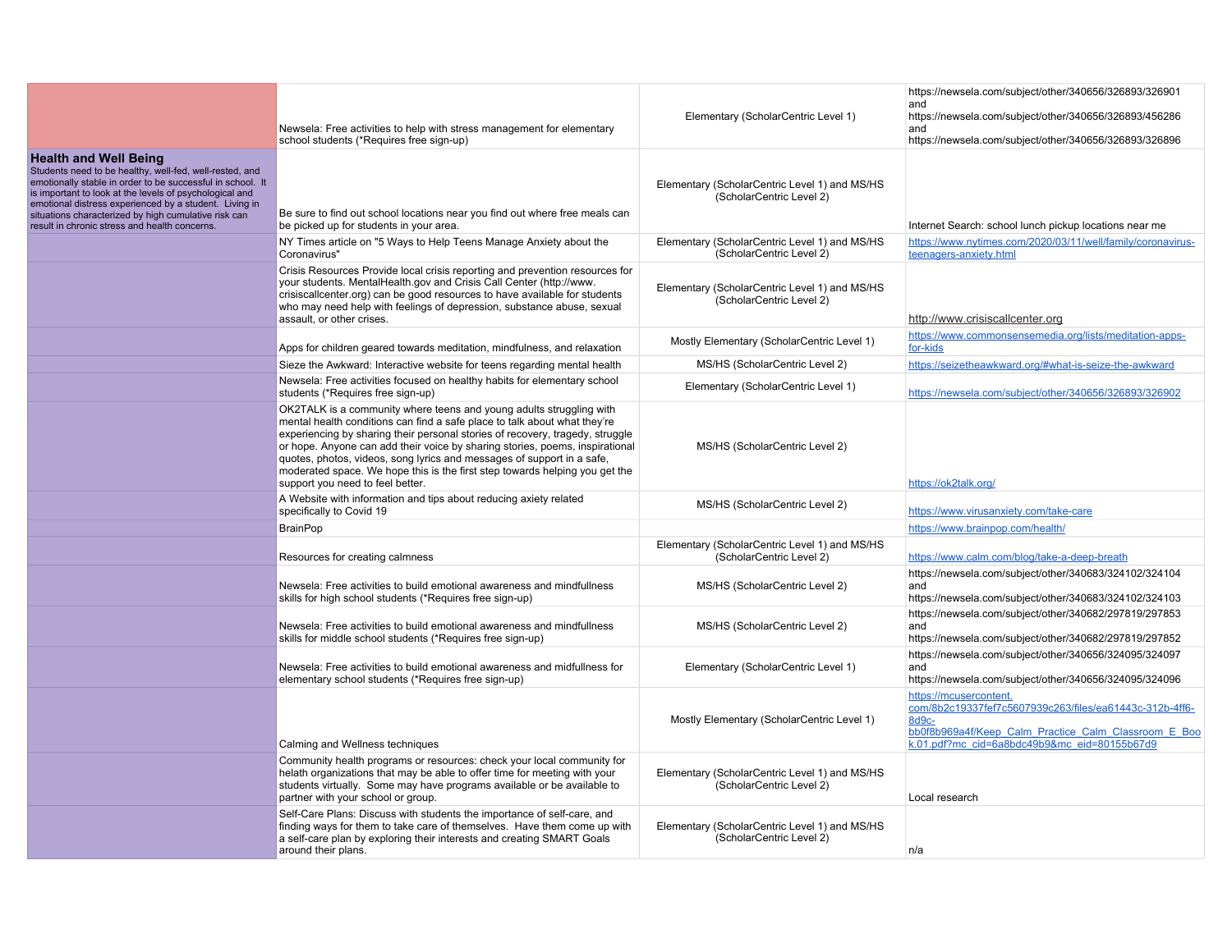| | | | |
|---|---|---|---|
| | Newsela: Free activities to help with stress management for elementary school students (*Requires free sign-up) | Elementary (ScholarCentric Level 1) | https://newsela.com/subject/other/340656/326893/326901 and https://newsela.com/subject/other/340656/326893/456286 and https://newsela.com/subject/other/340656/326893/326896 |
| **Health and Well Being** Students need to be healthy, well-fed, well-rested, and emotionally stable in order to be successful in school. It is important to look at the levels of psychological and emotional distress experienced by a student. Living in situations characterized by high cumulative risk can result in chronic stress and health concerns. | Be sure to find out school locations near you find out where free meals can be picked up for students in your area. | Elementary (ScholarCentric Level 1) and MS/HS (ScholarCentric Level 2) | Internet Search: school lunch pickup locations near me |
| | NY Times article on "5 Ways to Help Teens Manage Anxiety about the Coronavirus" | Elementary (ScholarCentric Level 1) and MS/HS (ScholarCentric Level 2) | https://www.nytimes.com/2020/03/11/well/family/coronavirus-teenagers-anxiety.html |
| | Crisis Resources Provide local crisis reporting and prevention resources for your students. MentalHealth.gov and Crisis Call Center (http://www.crisiscallcenter.org) can be good resources to have available for students who may need help with feelings of depression, substance abuse, sexual assault, or other crises. | Elementary (ScholarCentric Level 1) and MS/HS (ScholarCentric Level 2) | http://www.crisiscallcenter.org |
| | Apps for children geared towards meditation, mindfulness, and relaxation | Mostly Elementary (ScholarCentric Level 1) | https://www.commonsensemedia.org/lists/meditation-apps-for-kids |
| | Sieze the Awkward: Interactive website for teens regarding mental health | MS/HS (ScholarCentric Level 2) | https://seizetheawkward.org/#what-is-seize-the-awkward |
| | Newsela: Free activities focused on healthy habits for elementary school students (*Requires free sign-up) | Elementary (ScholarCentric Level 1) | https://newsela.com/subject/other/340656/326893/326902 |
| | OK2TALK is a community where teens and young adults struggling with mental health conditions can find a safe place to talk about what they're experiencing by sharing their personal stories of recovery, tragedy, struggle or hope. Anyone can add their voice by sharing stories, poems, inspirational quotes, photos, videos, song lyrics and messages of support in a safe, moderated space. We hope this is the first step towards helping you get the support you need to feel better. | MS/HS (ScholarCentric Level 2) | https://ok2talk.org/ |
| | A Website with information and tips about reducing axiety related specifically to Covid 19 | MS/HS (ScholarCentric Level 2) | https://www.virusanxiety.com/take-care |
| | BrainPop | | https://www.brainpop.com/health/ |
| | Resources for creating calmness | Elementary (ScholarCentric Level 1) and MS/HS (ScholarCentric Level 2) | https://www.calm.com/blog/take-a-deep-breath |
| | Newsela: Free activities to build emotional awareness and mindfullness skills for high school students (*Requires free sign-up) | MS/HS (ScholarCentric Level 2) | https://newsela.com/subject/other/340683/324102/324104 and https://newsela.com/subject/other/340683/324102/324103 |
| | Newsela: Free activities to build emotional awareness and mindfullness skills for middle school students (*Requires free sign-up) | MS/HS (ScholarCentric Level 2) | https://newsela.com/subject/other/340682/297819/297853 and https://newsela.com/subject/other/340682/297819/297852 |
| | Newsela: Free activities to build emotional awareness and midfullness for elementary school students (*Requires free sign-up) | Elementary (ScholarCentric Level 1) | https://newsela.com/subject/other/340656/324095/324097 and https://newsela.com/subject/other/340656/324095/324096 |
| | Calming and Wellness techniques | Mostly Elementary (ScholarCentric Level 1) | https://mcusercontent.com/8b2c19337fef7c5607939c263/files/ea61443c-312b-4ff6-8d9c-bb0f8b969a4f/Keep_Calm_Practice_Calm_Classroom_E_Book.01.pdf?mc_cid=6a8bdc49b9&mc_eid=80155b67d9 |
| | Community health programs or resources: check your local community for helath organizations that may be able to offer time for meeting with your students virtually. Some may have programs available or be available to partner with your school or group. | Elementary (ScholarCentric Level 1) and MS/HS (ScholarCentric Level 2) | Local research |
| | Self-Care Plans: Discuss with students the importance of self-care, and finding ways for them to take care of themselves. Have them come up with a self-care plan by exploring their interests and creating SMART Goals around their plans. | Elementary (ScholarCentric Level 1) and MS/HS (ScholarCentric Level 2) | n/a |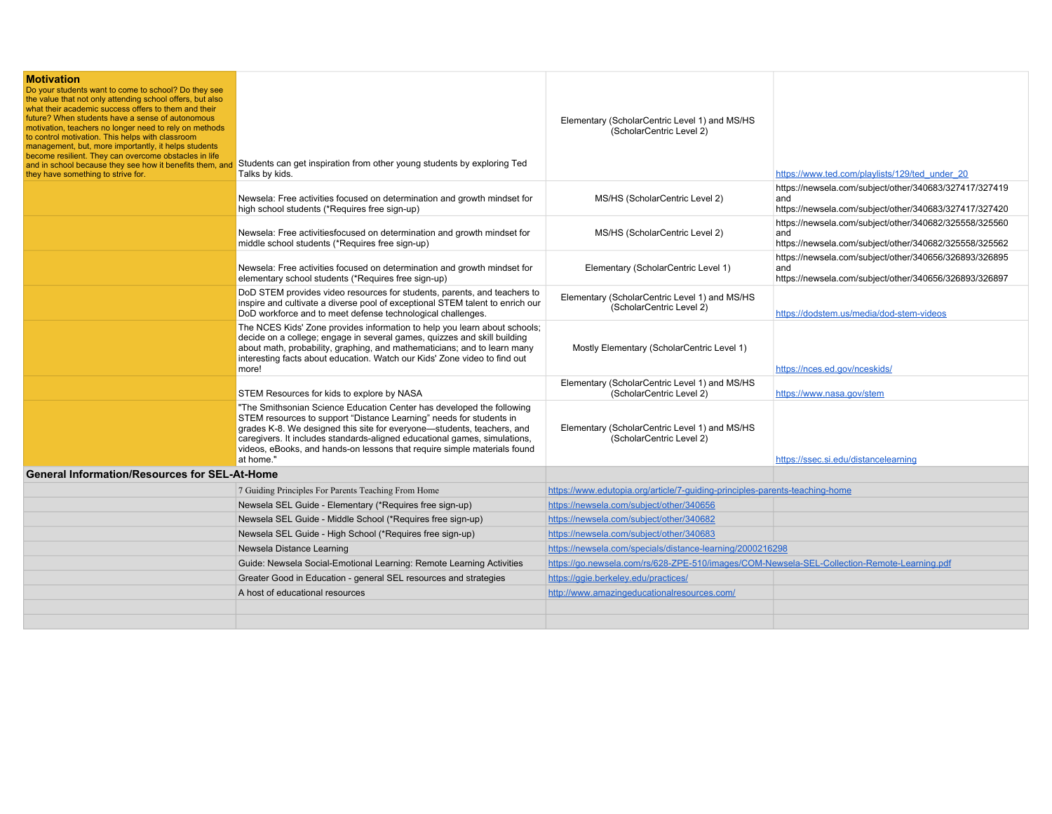| | | | |
|---|---|---|---|
| **Motivation**<br>Do your students want to come to school? Do they see the value that not only attending school offers, but also what their academic success offers to them and their future? When students have a sense of autonomous motivation, teachers no longer need to rely on methods to control motivation. This helps with classroom management, but, more importantly, it helps students become resilient. They can overcome obstacles in life and in school because they see how it benefits them, and they have something to strive for. | Students can get inspiration from other young students by exploring Ted Talks by kids. | Elementary (ScholarCentric Level 1) and MS/HS (ScholarCentric Level 2) | https://www.ted.com/playlists/129/ted_under_20 |
| | Newsela: Free activities focused on determination and growth mindset for high school students (*Requires free sign-up) | MS/HS (ScholarCentric Level 2) | https://newsela.com/subject/other/340683/327417/327419 and https://newsela.com/subject/other/340683/327417/327420 |
| | Newsela: Free activitiesfocused on determination and growth mindset for middle school students (*Requires free sign-up) | MS/HS (ScholarCentric Level 2) | https://newsela.com/subject/other/340682/325558/325560 and https://newsela.com/subject/other/340682/325558/325562 |
| | Newsela: Free activities focused on determination and growth mindset for elementary school students (*Requires free sign-up) | Elementary (ScholarCentric Level 1) | https://newsela.com/subject/other/340656/326893/326895 and https://newsela.com/subject/other/340656/326893/326897 |
| | DoD STEM provides video resources for students, parents, and teachers to inspire and cultivate a diverse pool of exceptional STEM talent to enrich our DoD workforce and to meet defense technological challenges. | Elementary (ScholarCentric Level 1) and MS/HS (ScholarCentric Level 2) | https://dodstem.us/media/dod-stem-videos |
| | The NCES Kids' Zone provides information to help you learn about schools; decide on a college; engage in several games, quizzes and skill building about math, probability, graphing, and mathematicians; and to learn many interesting facts about education. Watch our Kids' Zone video to find out more! | Mostly Elementary (ScholarCentric Level 1) | https://nces.ed.gov/nceskids/ |
| | STEM Resources for kids to explore by NASA | Elementary (ScholarCentric Level 1) and MS/HS (ScholarCentric Level 2) | https://www.nasa.gov/stem |
| | "The Smithsonian Science Education Center has developed the following STEM resources to support "Distance Learning" needs for students in grades K-8. We designed this site for everyone—students, teachers, and caregivers. It includes standards-aligned educational games, simulations, videos, eBooks, and hands-on lessons that require simple materials found at home." | Elementary (ScholarCentric Level 1) and MS/HS (ScholarCentric Level 2) | https://ssec.si.edu/distancelearning |
| **General Information/Resources for SEL-At-Home** | | | |
| | 7 Guiding Principles For Parents Teaching From Home | https://www.edutopia.org/article/7-guiding-principles-parents-teaching-home | |
| | Newsela SEL Guide - Elementary (*Requires free sign-up) | https://newsela.com/subject/other/340656 | |
| | Newsela SEL Guide - Middle School (*Requires free sign-up) | https://newsela.com/subject/other/340682 | |
| | Newsela SEL Guide - High School (*Requires free sign-up) | https://newsela.com/subject/other/340683 | |
| | Newsela Distance Learning | https://newsela.com/specials/distance-learning/2000216298 | |
| | Guide: Newsela Social-Emotional Learning: Remote Learning Activities | https://go.newsela.com/rs/628-ZPE-510/images/COM-Newsela-SEL-Collection-Remote-Learning.pdf | |
| | Greater Good in Education - general SEL resources and strategies | https://ggie.berkeley.edu/practices/ | |
| | A host of educational resources | http://www.amazingeducationalresources.com/ | |
| | | | |
| | | | |